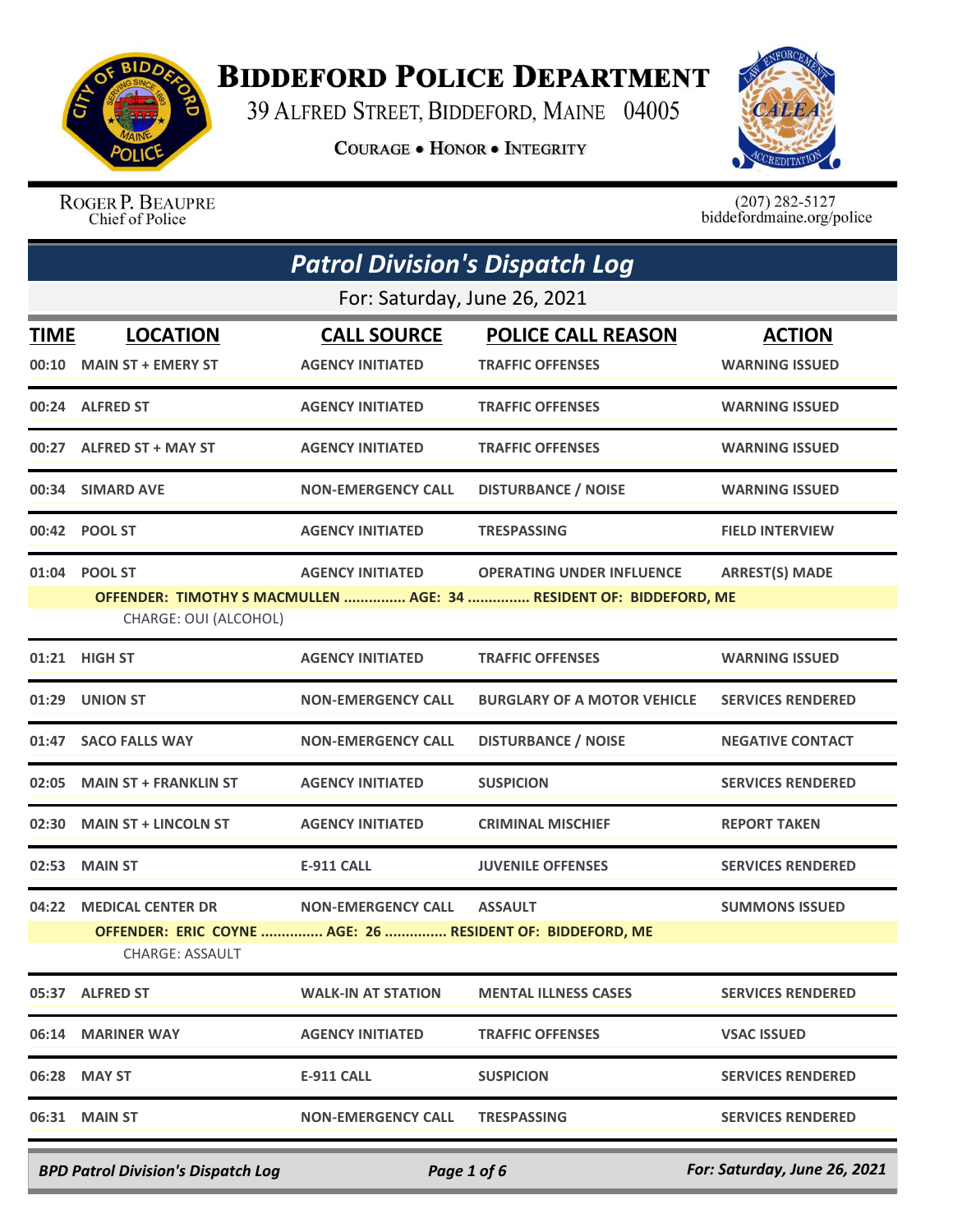# Biddeford Police Department

39 Alfred Street, Biddeford, Maine 04005

**Courage • Honor • Integrity**

Roger P. Beaupre
Chief of Police

(207) 282-5127
biddefordmaine.org/police

## *Patrol Division's Dispatch Log*

For: Saturday, June 26, 2021

| TIME | LOCATION | CALL SOURCE | POLICE CALL REASON | ACTION |
|---|---|---|---|---|
| 00:10 | MAIN ST + EMERY ST | AGENCY INITIATED | TRAFFIC OFFENSES | WARNING ISSUED |
| 00:24 | ALFRED ST | AGENCY INITIATED | TRAFFIC OFFENSES | WARNING ISSUED |
| 00:27 | ALFRED ST + MAY ST | AGENCY INITIATED | TRAFFIC OFFENSES | WARNING ISSUED |
| 00:34 | SIMARD AVE | NON-EMERGENCY CALL | DISTURBANCE / NOISE | WARNING ISSUED |
| 00:42 | POOL ST | AGENCY INITIATED | TRESPASSING | FIELD INTERVIEW |
| 01:04 | POOL ST | AGENCY INITIATED | OPERATING UNDER INFLUENCE | ARREST(S) MADE |
| | OFFENDER: TIMOTHY S MACMULLEN ............... AGE: 34 ............... RESIDENT OF: BIDDEFORD, ME | | | |
| | CHARGE: OUI (ALCOHOL) | | | |
| 01:21 | HIGH ST | AGENCY INITIATED | TRAFFIC OFFENSES | WARNING ISSUED |
| 01:29 | UNION ST | NON-EMERGENCY CALL | BURGLARY OF A MOTOR VEHICLE | SERVICES RENDERED |
| 01:47 | SACO FALLS WAY | NON-EMERGENCY CALL | DISTURBANCE / NOISE | NEGATIVE CONTACT |
| 02:05 | MAIN ST + FRANKLIN ST | AGENCY INITIATED | SUSPICION | SERVICES RENDERED |
| 02:30 | MAIN ST + LINCOLN ST | AGENCY INITIATED | CRIMINAL MISCHIEF | REPORT TAKEN |
| 02:53 | MAIN ST | E-911 CALL | JUVENILE OFFENSES | SERVICES RENDERED |
| 04:22 | MEDICAL CENTER DR | NON-EMERGENCY CALL | ASSAULT | SUMMONS ISSUED |
| | OFFENDER: ERIC COYNE ............... AGE: 26 ............... RESIDENT OF: BIDDEFORD, ME | | | |
| | CHARGE: ASSAULT | | | |
| 05:37 | ALFRED ST | WALK-IN AT STATION | MENTAL ILLNESS CASES | SERVICES RENDERED |
| 06:14 | MARINER WAY | AGENCY INITIATED | TRAFFIC OFFENSES | VSAC ISSUED |
| 06:28 | MAY ST | E-911 CALL | SUSPICION | SERVICES RENDERED |
| 06:31 | MAIN ST | NON-EMERGENCY CALL | TRESPASSING | SERVICES RENDERED |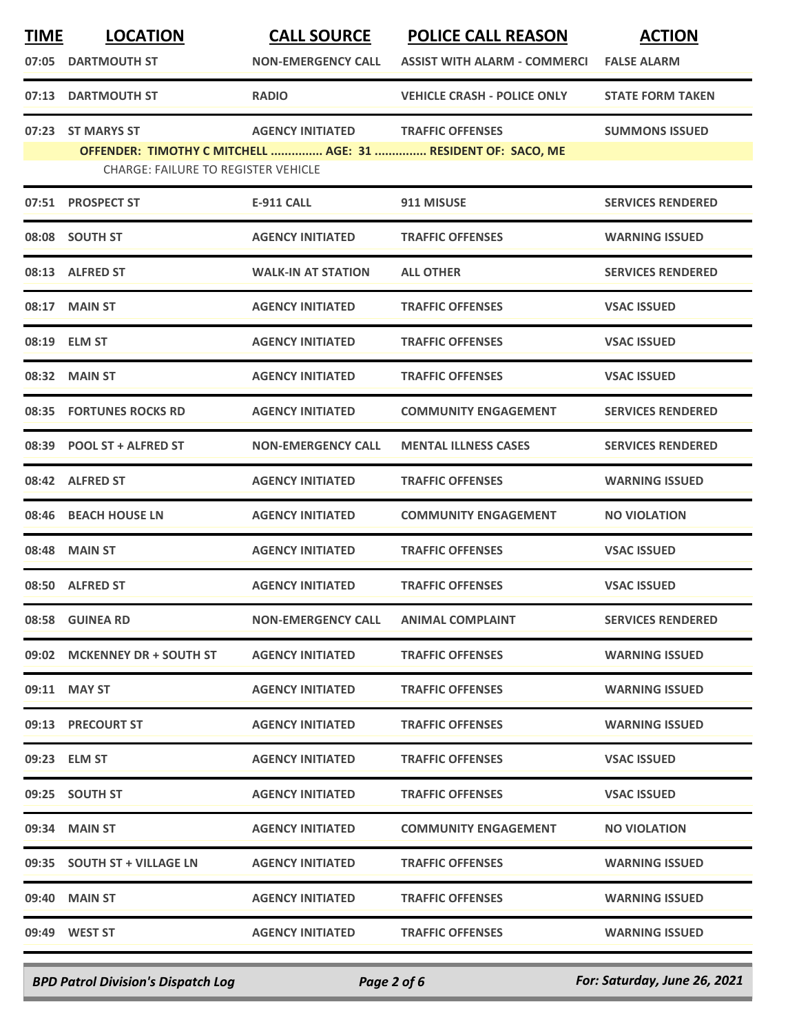| TIME | LOCATION | CALL SOURCE | POLICE CALL REASON | ACTION |
|---|---|---|---|---|
| 07:05 | DARTMOUTH ST | NON-EMERGENCY CALL | ASSIST WITH ALARM - COMMERCI | FALSE ALARM |
| 07:13 | DARTMOUTH ST | RADIO | VEHICLE CRASH - POLICE ONLY | STATE FORM TAKEN |
| 07:23 | ST MARYS ST | AGENCY INITIATED | TRAFFIC OFFENSES | SUMMONS ISSUED |
| | OFFENDER: TIMOTHY C MITCHELL ............... AGE: 31 ............... RESIDENT OF: SACO, ME | | | |
| | CHARGE: FAILURE TO REGISTER VEHICLE | | | |
| 07:51 | PROSPECT ST | E-911 CALL | 911 MISUSE | SERVICES RENDERED |
| 08:08 | SOUTH ST | AGENCY INITIATED | TRAFFIC OFFENSES | WARNING ISSUED |
| 08:13 | ALFRED ST | WALK-IN AT STATION | ALL OTHER | SERVICES RENDERED |
| 08:17 | MAIN ST | AGENCY INITIATED | TRAFFIC OFFENSES | VSAC ISSUED |
| 08:19 | ELM ST | AGENCY INITIATED | TRAFFIC OFFENSES | VSAC ISSUED |
| 08:32 | MAIN ST | AGENCY INITIATED | TRAFFIC OFFENSES | VSAC ISSUED |
| 08:35 | FORTUNES ROCKS RD | AGENCY INITIATED | COMMUNITY ENGAGEMENT | SERVICES RENDERED |
| 08:39 | POOL ST + ALFRED ST | NON-EMERGENCY CALL | MENTAL ILLNESS CASES | SERVICES RENDERED |
| 08:42 | ALFRED ST | AGENCY INITIATED | TRAFFIC OFFENSES | WARNING ISSUED |
| 08:46 | BEACH HOUSE LN | AGENCY INITIATED | COMMUNITY ENGAGEMENT | NO VIOLATION |
| 08:48 | MAIN ST | AGENCY INITIATED | TRAFFIC OFFENSES | VSAC ISSUED |
| 08:50 | ALFRED ST | AGENCY INITIATED | TRAFFIC OFFENSES | VSAC ISSUED |
| 08:58 | GUINEA RD | NON-EMERGENCY CALL | ANIMAL COMPLAINT | SERVICES RENDERED |
| 09:02 | MCKENNEY DR + SOUTH ST | AGENCY INITIATED | TRAFFIC OFFENSES | WARNING ISSUED |
| 09:11 | MAY ST | AGENCY INITIATED | TRAFFIC OFFENSES | WARNING ISSUED |
| 09:13 | PRECOURT ST | AGENCY INITIATED | TRAFFIC OFFENSES | WARNING ISSUED |
| 09:23 | ELM ST | AGENCY INITIATED | TRAFFIC OFFENSES | VSAC ISSUED |
| 09:25 | SOUTH ST | AGENCY INITIATED | TRAFFIC OFFENSES | VSAC ISSUED |
| 09:34 | MAIN ST | AGENCY INITIATED | COMMUNITY ENGAGEMENT | NO VIOLATION |
| 09:35 | SOUTH ST + VILLAGE LN | AGENCY INITIATED | TRAFFIC OFFENSES | WARNING ISSUED |
| 09:40 | MAIN ST | AGENCY INITIATED | TRAFFIC OFFENSES | WARNING ISSUED |
| 09:49 | WEST ST | AGENCY INITIATED | TRAFFIC OFFENSES | WARNING ISSUED |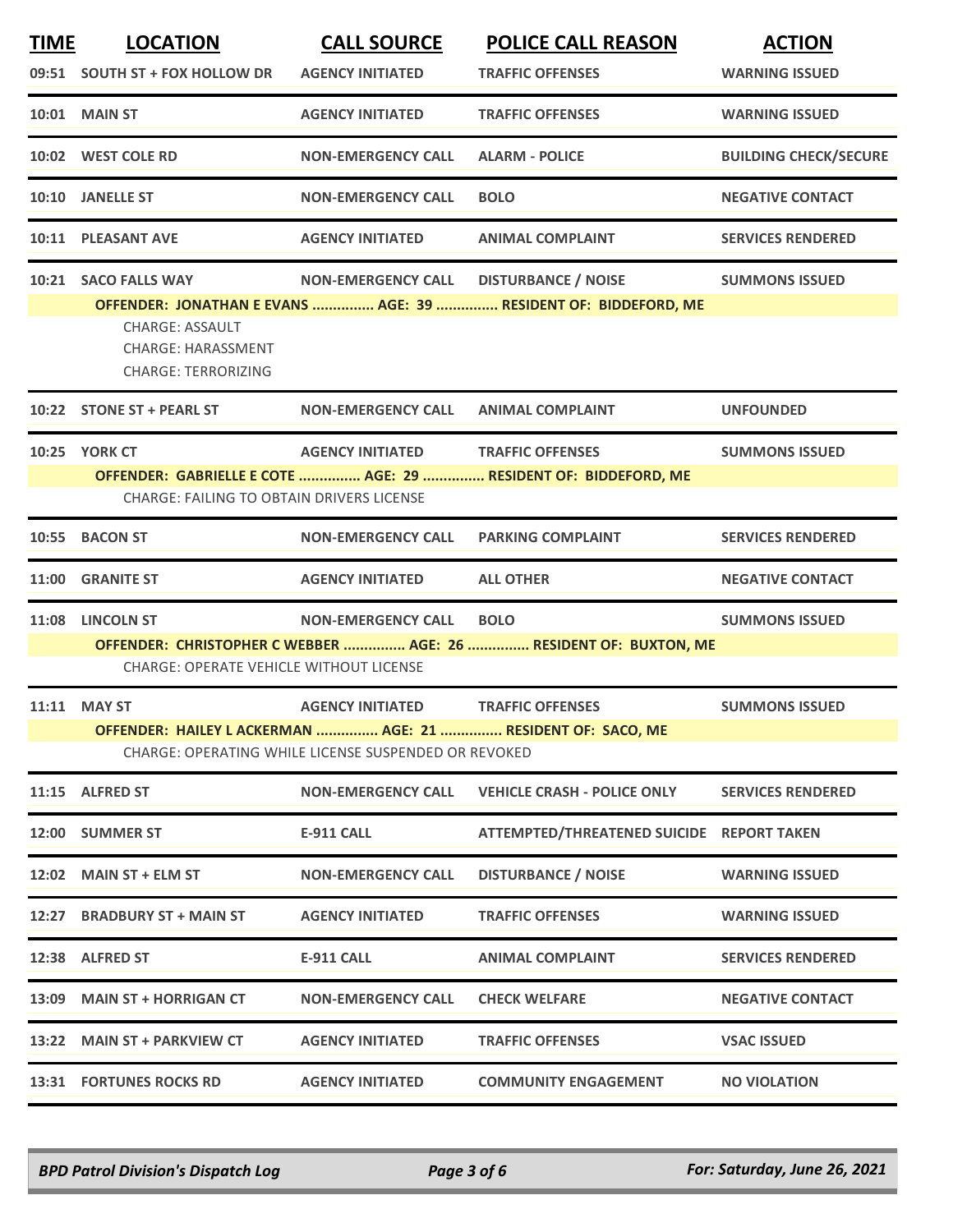| TIME | LOCATION | CALL SOURCE | POLICE CALL REASON | ACTION |
|---|---|---|---|---|
| 09:51 | SOUTH ST + FOX HOLLOW DR | AGENCY INITIATED | TRAFFIC OFFENSES | WARNING ISSUED |
| 10:01 | MAIN ST | AGENCY INITIATED | TRAFFIC OFFENSES | WARNING ISSUED |
| 10:02 | WEST COLE RD | NON-EMERGENCY CALL | ALARM - POLICE | BUILDING CHECK/SECURE |
| 10:10 | JANELLE ST | NON-EMERGENCY CALL | BOLO | NEGATIVE CONTACT |
| 10:11 | PLEASANT AVE | AGENCY INITIATED | ANIMAL COMPLAINT | SERVICES RENDERED |
| 10:21 | SACO FALLS WAY | NON-EMERGENCY CALL | DISTURBANCE / NOISE | SUMMONS ISSUED |
| | OFFENDER: JONATHAN E EVANS ............... AGE: 39 ............... RESIDENT OF: BIDDEFORD, ME | | | |
| | CHARGE: ASSAULT<br>CHARGE: HARASSMENT<br>CHARGE: TERRORIZING | | | |
| 10:22 | STONE ST + PEARL ST | NON-EMERGENCY CALL | ANIMAL COMPLAINT | UNFOUNDED |
| 10:25 | YORK CT | AGENCY INITIATED | TRAFFIC OFFENSES | SUMMONS ISSUED |
| | OFFENDER: GABRIELLE E COTE ............... AGE: 29 ............... RESIDENT OF: BIDDEFORD, ME | | | |
| | CHARGE: FAILING TO OBTAIN DRIVERS LICENSE | | | |
| 10:55 | BACON ST | NON-EMERGENCY CALL | PARKING COMPLAINT | SERVICES RENDERED |
| 11:00 | GRANITE ST | AGENCY INITIATED | ALL OTHER | NEGATIVE CONTACT |
| 11:08 | LINCOLN ST | NON-EMERGENCY CALL | BOLO | SUMMONS ISSUED |
| | OFFENDER: CHRISTOPHER C WEBBER ............... AGE: 26 ............... RESIDENT OF: BUXTON, ME | | | |
| | CHARGE: OPERATE VEHICLE WITHOUT LICENSE | | | |
| 11:11 | MAY ST | AGENCY INITIATED | TRAFFIC OFFENSES | SUMMONS ISSUED |
| | OFFENDER: HAILEY L ACKERMAN ............... AGE: 21 ............... RESIDENT OF: SACO, ME | | | |
| | CHARGE: OPERATING WHILE LICENSE SUSPENDED OR REVOKED | | | |
| 11:15 | ALFRED ST | NON-EMERGENCY CALL | VEHICLE CRASH - POLICE ONLY | SERVICES RENDERED |
| 12:00 | SUMMER ST | E-911 CALL | ATTEMPTED/THREATENED SUICIDE | REPORT TAKEN |
| 12:02 | MAIN ST + ELM ST | NON-EMERGENCY CALL | DISTURBANCE / NOISE | WARNING ISSUED |
| 12:27 | BRADBURY ST + MAIN ST | AGENCY INITIATED | TRAFFIC OFFENSES | WARNING ISSUED |
| 12:38 | ALFRED ST | E-911 CALL | ANIMAL COMPLAINT | SERVICES RENDERED |
| 13:09 | MAIN ST + HORRIGAN CT | NON-EMERGENCY CALL | CHECK WELFARE | NEGATIVE CONTACT |
| 13:22 | MAIN ST + PARKVIEW CT | AGENCY INITIATED | TRAFFIC OFFENSES | VSAC ISSUED |
| 13:31 | FORTUNES ROCKS RD | AGENCY INITIATED | COMMUNITY ENGAGEMENT | NO VIOLATION |

*BPD Patrol Division's Dispatch Log* — *For: Saturday, June 26, 2021*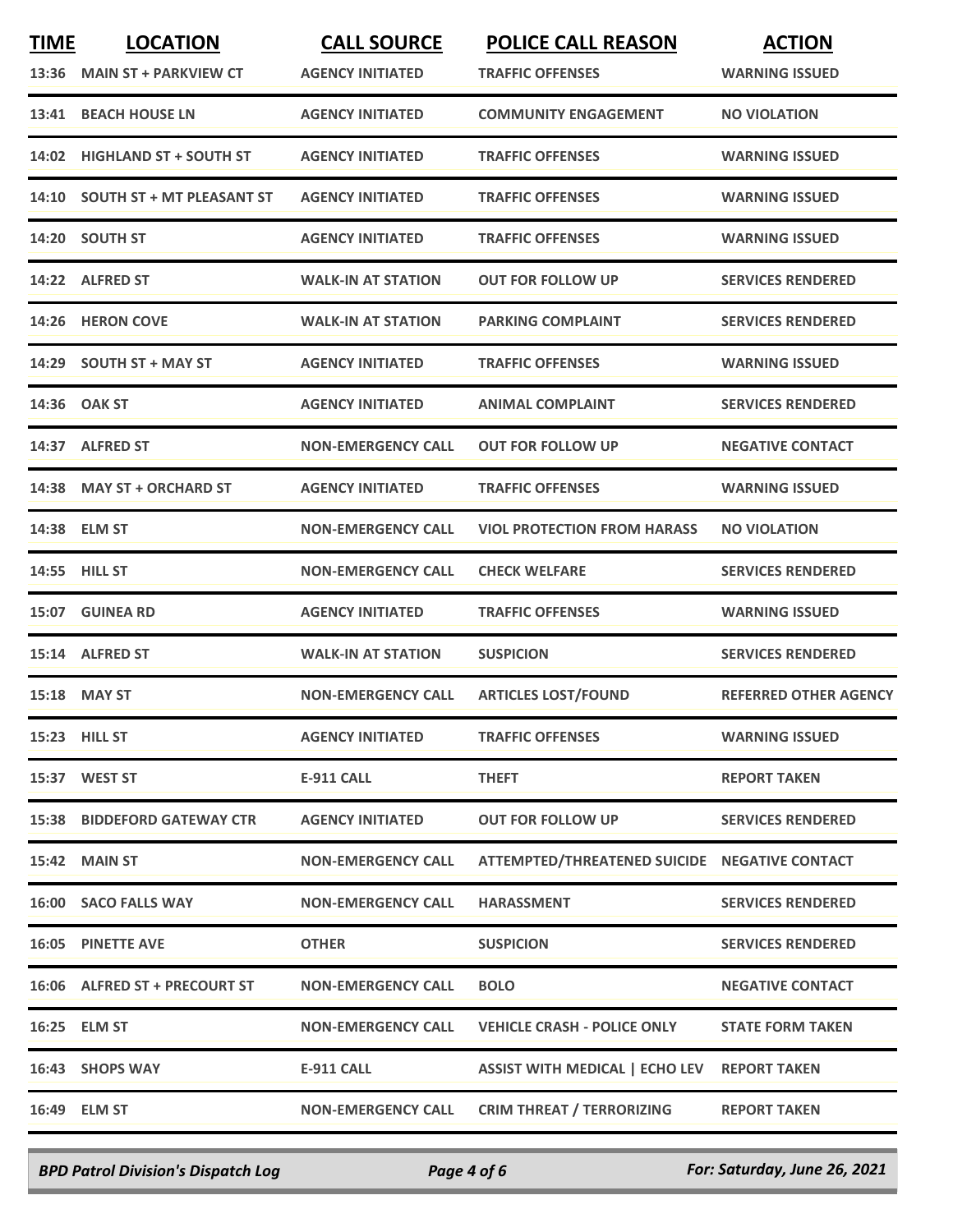| TIME | LOCATION | CALL SOURCE | POLICE CALL REASON | ACTION |
|---|---|---|---|---|
| 13:36 | MAIN ST + PARKVIEW CT | AGENCY INITIATED | TRAFFIC OFFENSES | WARNING ISSUED |
| 13:41 | BEACH HOUSE LN | AGENCY INITIATED | COMMUNITY ENGAGEMENT | NO VIOLATION |
| 14:02 | HIGHLAND ST + SOUTH ST | AGENCY INITIATED | TRAFFIC OFFENSES | WARNING ISSUED |
| 14:10 | SOUTH ST + MT PLEASANT ST | AGENCY INITIATED | TRAFFIC OFFENSES | WARNING ISSUED |
| 14:20 | SOUTH ST | AGENCY INITIATED | TRAFFIC OFFENSES | WARNING ISSUED |
| 14:22 | ALFRED ST | WALK-IN AT STATION | OUT FOR FOLLOW UP | SERVICES RENDERED |
| 14:26 | HERON COVE | WALK-IN AT STATION | PARKING COMPLAINT | SERVICES RENDERED |
| 14:29 | SOUTH ST + MAY ST | AGENCY INITIATED | TRAFFIC OFFENSES | WARNING ISSUED |
| 14:36 | OAK ST | AGENCY INITIATED | ANIMAL COMPLAINT | SERVICES RENDERED |
| 14:37 | ALFRED ST | NON-EMERGENCY CALL | OUT FOR FOLLOW UP | NEGATIVE CONTACT |
| 14:38 | MAY ST + ORCHARD ST | AGENCY INITIATED | TRAFFIC OFFENSES | WARNING ISSUED |
| 14:38 | ELM ST | NON-EMERGENCY CALL | VIOL PROTECTION FROM HARASS | NO VIOLATION |
| 14:55 | HILL ST | NON-EMERGENCY CALL | CHECK WELFARE | SERVICES RENDERED |
| 15:07 | GUINEA RD | AGENCY INITIATED | TRAFFIC OFFENSES | WARNING ISSUED |
| 15:14 | ALFRED ST | WALK-IN AT STATION | SUSPICION | SERVICES RENDERED |
| 15:18 | MAY ST | NON-EMERGENCY CALL | ARTICLES LOST/FOUND | REFERRED OTHER AGENCY |
| 15:23 | HILL ST | AGENCY INITIATED | TRAFFIC OFFENSES | WARNING ISSUED |
| 15:37 | WEST ST | E-911 CALL | THEFT | REPORT TAKEN |
| 15:38 | BIDDEFORD GATEWAY CTR | AGENCY INITIATED | OUT FOR FOLLOW UP | SERVICES RENDERED |
| 15:42 | MAIN ST | NON-EMERGENCY CALL | ATTEMPTED/THREATENED SUICIDE | NEGATIVE CONTACT |
| 16:00 | SACO FALLS WAY | NON-EMERGENCY CALL | HARASSMENT | SERVICES RENDERED |
| 16:05 | PINETTE AVE | OTHER | SUSPICION | SERVICES RENDERED |
| 16:06 | ALFRED ST + PRECOURT ST | NON-EMERGENCY CALL | BOLO | NEGATIVE CONTACT |
| 16:25 | ELM ST | NON-EMERGENCY CALL | VEHICLE CRASH - POLICE ONLY | STATE FORM TAKEN |
| 16:43 | SHOPS WAY | E-911 CALL | ASSIST WITH MEDICAL \| ECHO LEV | REPORT TAKEN |
| 16:49 | ELM ST | NON-EMERGENCY CALL | CRIM THREAT / TERRORIZING | REPORT TAKEN |

*BPD Patrol Division's Dispatch Log* — *For: Saturday, June 26, 2021*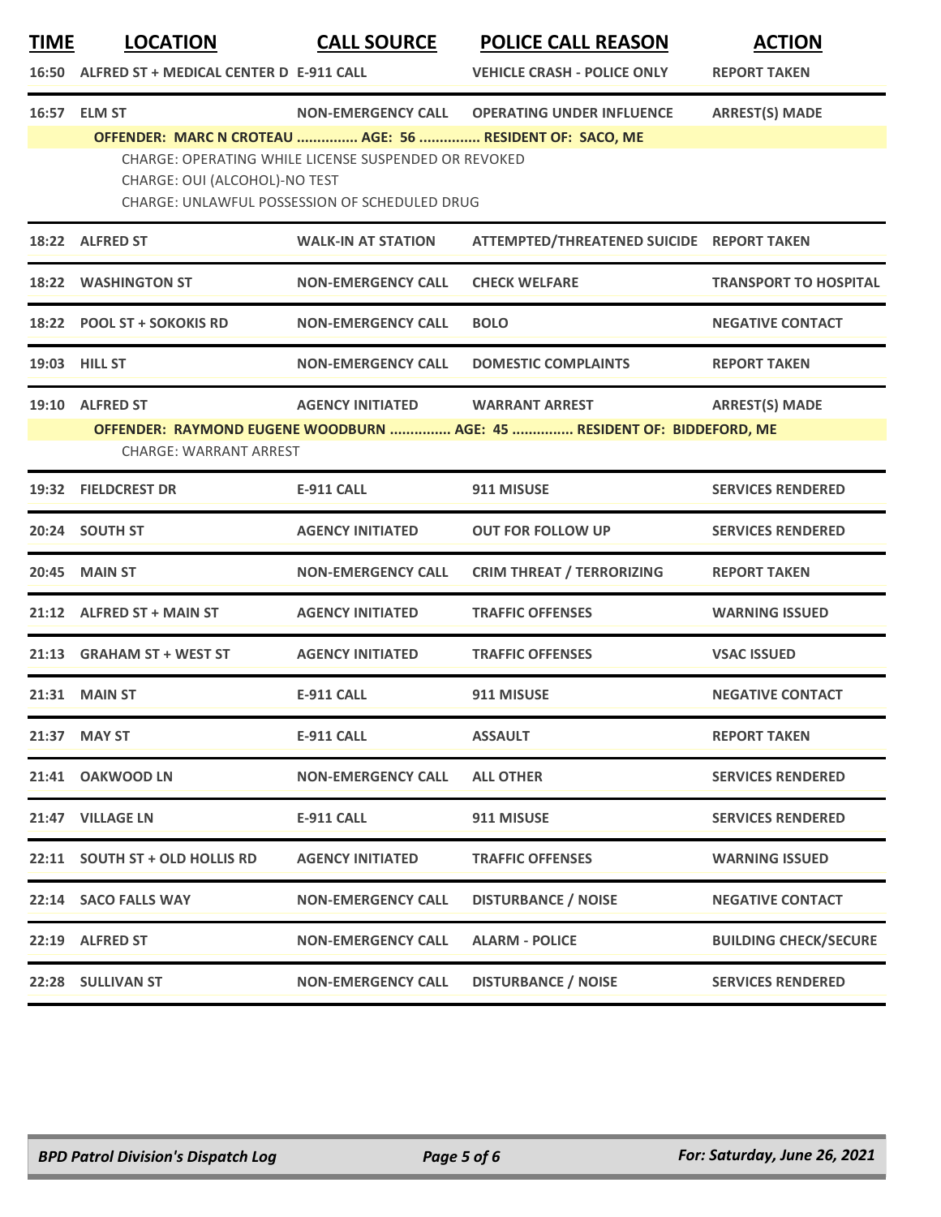| TIME | LOCATION | CALL SOURCE | POLICE CALL REASON | ACTION |
|---|---|---|---|---|
| 16:50 | ALFRED ST + MEDICAL CENTER D | E-911 CALL | VEHICLE CRASH - POLICE ONLY | REPORT TAKEN |
| 16:57 | ELM ST | NON-EMERGENCY CALL | OPERATING UNDER INFLUENCE | ARREST(S) MADE |
| | OFFENDER: MARC N CROTEAU ............... AGE: 56 ............... RESIDENT OF: SACO, ME | | | |
| | CHARGE: OPERATING WHILE LICENSE SUSPENDED OR REVOKED<br>CHARGE: OUI (ALCOHOL)-NO TEST<br>CHARGE: UNLAWFUL POSSESSION OF SCHEDULED DRUG | | | |
| 18:22 | ALFRED ST | WALK-IN AT STATION | ATTEMPTED/THREATENED SUICIDE | REPORT TAKEN |
| 18:22 | WASHINGTON ST | NON-EMERGENCY CALL | CHECK WELFARE | TRANSPORT TO HOSPITAL |
| 18:22 | POOL ST + SOKOKIS RD | NON-EMERGENCY CALL | BOLO | NEGATIVE CONTACT |
| 19:03 | HILL ST | NON-EMERGENCY CALL | DOMESTIC COMPLAINTS | REPORT TAKEN |
| 19:10 | ALFRED ST | AGENCY INITIATED | WARRANT ARREST | ARREST(S) MADE |
| | OFFENDER: RAYMOND EUGENE WOODBURN ............... AGE: 45 ............... RESIDENT OF: BIDDEFORD, ME | | | |
| | CHARGE: WARRANT ARREST | | | |
| 19:32 | FIELDCREST DR | E-911 CALL | 911 MISUSE | SERVICES RENDERED |
| 20:24 | SOUTH ST | AGENCY INITIATED | OUT FOR FOLLOW UP | SERVICES RENDERED |
| 20:45 | MAIN ST | NON-EMERGENCY CALL | CRIM THREAT / TERRORIZING | REPORT TAKEN |
| 21:12 | ALFRED ST + MAIN ST | AGENCY INITIATED | TRAFFIC OFFENSES | WARNING ISSUED |
| 21:13 | GRAHAM ST + WEST ST | AGENCY INITIATED | TRAFFIC OFFENSES | VSAC ISSUED |
| 21:31 | MAIN ST | E-911 CALL | 911 MISUSE | NEGATIVE CONTACT |
| 21:37 | MAY ST | E-911 CALL | ASSAULT | REPORT TAKEN |
| 21:41 | OAKWOOD LN | NON-EMERGENCY CALL | ALL OTHER | SERVICES RENDERED |
| 21:47 | VILLAGE LN | E-911 CALL | 911 MISUSE | SERVICES RENDERED |
| 22:11 | SOUTH ST + OLD HOLLIS RD | AGENCY INITIATED | TRAFFIC OFFENSES | WARNING ISSUED |
| 22:14 | SACO FALLS WAY | NON-EMERGENCY CALL | DISTURBANCE / NOISE | NEGATIVE CONTACT |
| 22:19 | ALFRED ST | NON-EMERGENCY CALL | ALARM - POLICE | BUILDING CHECK/SECURE |
| 22:28 | SULLIVAN ST | NON-EMERGENCY CALL | DISTURBANCE / NOISE | SERVICES RENDERED |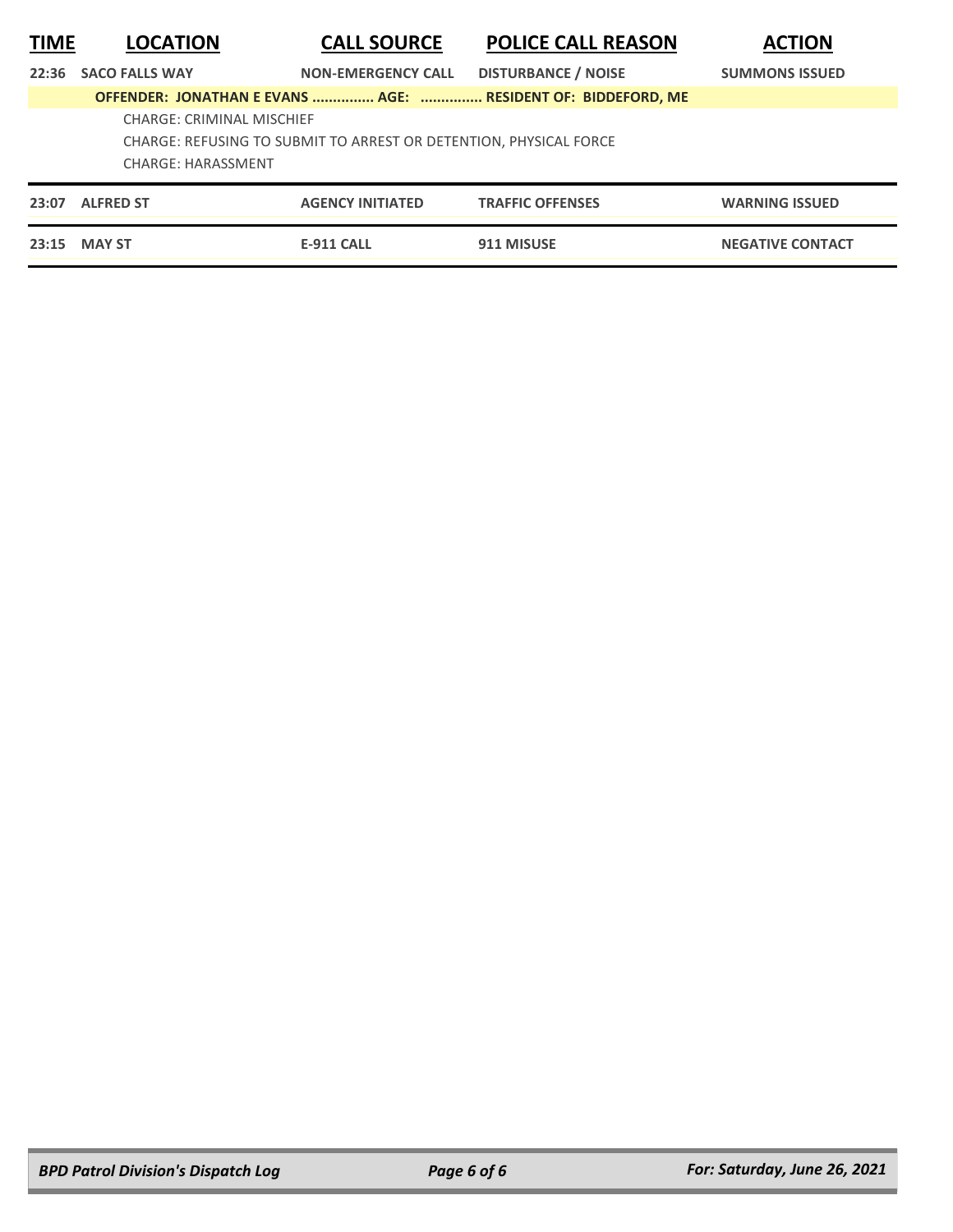| TIME | LOCATION | CALL SOURCE | POLICE CALL REASON | ACTION |
|---|---|---|---|---|
| 22:36 | SACO FALLS WAY | NON-EMERGENCY CALL | DISTURBANCE / NOISE | SUMMONS ISSUED |
| | **OFFENDER: JONATHAN E EVANS ............... AGE: ............... RESIDENT OF: BIDDEFORD, ME** | | | |
| | CHARGE: CRIMINAL MISCHIEF<br>CHARGE: REFUSING TO SUBMIT TO ARREST OR DETENTION, PHYSICAL FORCE<br>CHARGE: HARASSMENT | | | |
| 23:07 | ALFRED ST | AGENCY INITIATED | TRAFFIC OFFENSES | WARNING ISSUED |
| 23:15 | MAY ST | E-911 CALL | 911 MISUSE | NEGATIVE CONTACT |